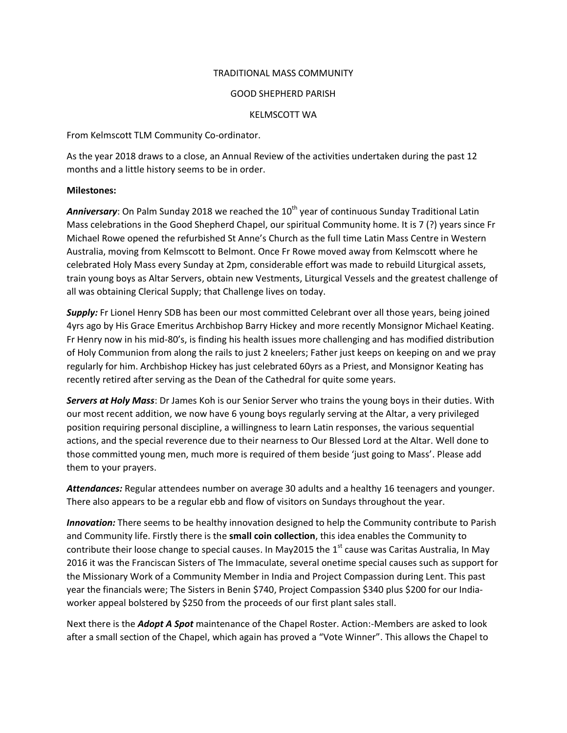TRADITIONAL MASS COMMUNITY

GOOD SHEPHERD PARISH

KELMSCOTT WA

From Kelmscott TLM Community Co-ordinator.

As the year 2018 draws to a close, an Annual Review of the activities undertaken during the past 12 months and a little history seems to be in order.

**Milestones:**

***Anniversary***: On Palm Sunday 2018 we reached the 10th year of continuous Sunday Traditional Latin Mass celebrations in the Good Shepherd Chapel, our spiritual Community home. It is 7 (?) years since Fr Michael Rowe opened the refurbished St Anne's Church as the full time Latin Mass Centre in Western Australia, moving from Kelmscott to Belmont. Once Fr Rowe moved away from Kelmscott where he celebrated Holy Mass every Sunday at 2pm, considerable effort was made to rebuild Liturgical assets, train young boys as Altar Servers, obtain new Vestments, Liturgical Vessels and the greatest challenge of all was obtaining Clerical Supply; that Challenge lives on today.

***Supply:*** Fr Lionel Henry SDB has been our most committed Celebrant over all those years, being joined 4yrs ago by His Grace Emeritus Archbishop Barry Hickey and more recently Monsignor Michael Keating. Fr Henry now in his mid-80's, is finding his health issues more challenging and has modified distribution of Holy Communion from along the rails to just 2 kneelers; Father just keeps on keeping on and we pray regularly for him. Archbishop Hickey has just celebrated 60yrs as a Priest, and Monsignor Keating has recently retired after serving as the Dean of the Cathedral for quite some years.

***Servers at Holy Mass***: Dr James Koh is our Senior Server who trains the young boys in their duties. With our most recent addition, we now have 6 young boys regularly serving at the Altar, a very privileged position requiring personal discipline, a willingness to learn Latin responses, the various sequential actions, and the special reverence due to their nearness to Our Blessed Lord at the Altar. Well done to those committed young men, much more is required of them beside 'just going to Mass'. Please add them to your prayers.

***Attendances:*** Regular attendees number on average 30 adults and a healthy 16 teenagers and younger. There also appears to be a regular ebb and flow of visitors on Sundays throughout the year.

***Innovation:*** There seems to be healthy innovation designed to help the Community contribute to Parish and Community life. Firstly there is the **small coin collection**, this idea enables the Community to contribute their loose change to special causes. In May2015 the 1st cause was Caritas Australia, In May 2016 it was the Franciscan Sisters of The Immaculate, several onetime special causes such as support for the Missionary Work of a Community Member in India and Project Compassion during Lent. This past year the financials were; The Sisters in Benin $740, Project Compassion $340 plus $200 for our India-worker appeal bolstered by $250 from the proceeds of our first plant sales stall.

Next there is the ***Adopt A Spot*** maintenance of the Chapel Roster. Action:-Members are asked to look after a small section of the Chapel, which again has proved a "Vote Winner". This allows the Chapel to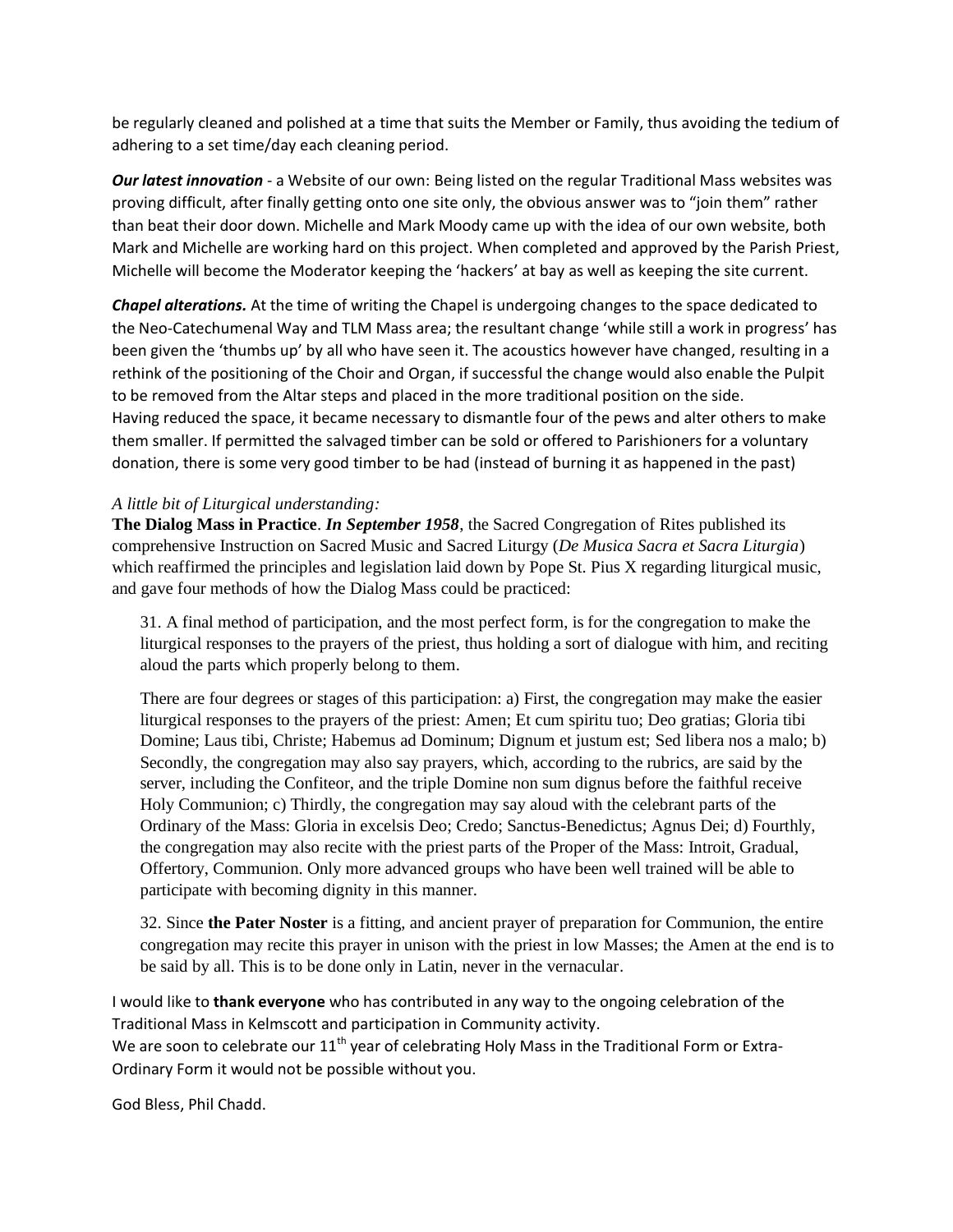be regularly cleaned and polished at a time that suits the Member or Family, thus avoiding the tedium of adhering to a set time/day each cleaning period.

***Our latest innovation*** - a Website of our own: Being listed on the regular Traditional Mass websites was proving difficult, after finally getting onto one site only, the obvious answer was to "join them" rather than beat their door down. Michelle and Mark Moody came up with the idea of our own website, both Mark and Michelle are working hard on this project. When completed and approved by the Parish Priest, Michelle will become the Moderator keeping the 'hackers' at bay as well as keeping the site current.

***Chapel alterations.*** At the time of writing the Chapel is undergoing changes to the space dedicated to the Neo-Catechumenal Way and TLM Mass area; the resultant change 'while still a work in progress' has been given the 'thumbs up' by all who have seen it. The acoustics however have changed, resulting in a rethink of the positioning of the Choir and Organ, if successful the change would also enable the Pulpit to be removed from the Altar steps and placed in the more traditional position on the side.
Having reduced the space, it became necessary to dismantle four of the pews and alter others to make them smaller. If permitted the salvaged timber can be sold or offered to Parishioners for a voluntary donation, there is some very good timber to be had (instead of burning it as happened in the past)

*A little bit of Liturgical understanding:*

**The Dialog Mass in Practice**. ***In September 1958***, the Sacred Congregation of Rites published its comprehensive Instruction on Sacred Music and Sacred Liturgy (*De Musica Sacra et Sacra Liturgia*) which reaffirmed the principles and legislation laid down by Pope St. Pius X regarding liturgical music, and gave four methods of how the Dialog Mass could be practiced:

> 31. A final method of participation, and the most perfect form, is for the congregation to make the liturgical responses to the prayers of the priest, thus holding a sort of dialogue with him, and reciting aloud the parts which properly belong to them.
>
> There are four degrees or stages of this participation: a) First, the congregation may make the easier liturgical responses to the prayers of the priest: Amen; Et cum spiritu tuo; Deo gratias; Gloria tibi Domine; Laus tibi, Christe; Habemus ad Dominum; Dignum et justum est; Sed libera nos a malo; b) Secondly, the congregation may also say prayers, which, according to the rubrics, are said by the server, including the Confiteor, and the triple Domine non sum dignus before the faithful receive Holy Communion; c) Thirdly, the congregation may say aloud with the celebrant parts of the Ordinary of the Mass: Gloria in excelsis Deo; Credo; Sanctus-Benedictus; Agnus Dei; d) Fourthly, the congregation may also recite with the priest parts of the Proper of the Mass: Introit, Gradual, Offertory, Communion. Only more advanced groups who have been well trained will be able to participate with becoming dignity in this manner.
>
> 32. Since **the Pater Noster** is a fitting, and ancient prayer of preparation for Communion, the entire congregation may recite this prayer in unison with the priest in low Masses; the Amen at the end is to be said by all. This is to be done only in Latin, never in the vernacular.

I would like to **thank everyone** who has contributed in any way to the ongoing celebration of the Traditional Mass in Kelmscott and participation in Community activity.
We are soon to celebrate our 11th year of celebrating Holy Mass in the Traditional Form or Extra-Ordinary Form it would not be possible without you.

God Bless, Phil Chadd.